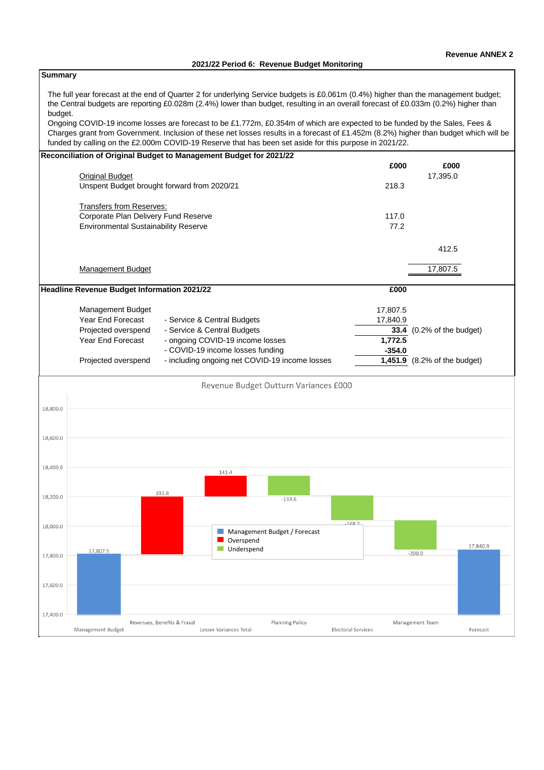Revenue ANNEX 2

**2021/22 Period 6: Revenue Budget Monitoring**

## Summary

The full year forecast at the end of Quarter 2 for underlying Service budgets is £0.061m (0.4%) higher than the management budget; the Central budgets are reporting £0.028m (2.4%) lower than budget, resulting in an overall forecast of £0.033m (0.2%) higher than budget.

Ongoing COVID-19 income losses are forecast to be £1.772m, £0.354m of which are expected to be funded by the Sales, Fees & Charges grant from Government. Inclusion of these net losses results in a forecast of £1.452m (8.2%) higher than budget which will be funded by calling on the £2.000m COVID-19 Reserve that has been set aside for this purpose in 2021/22.

## Reconciliation of Original Budget to Management Budget for 2021/22

| | £000 | £000 |
|---|---|---|
| Original Budget | | 17,395.0 |
| Unspent Budget brought forward from 2020/21 | 218.3 | |
| | | |
| Transfers from Reserves: | | |
| Corporate Plan Delivery Fund Reserve | 117.0 | |
| Environmental Sustainability Reserve | 77.2 | |
| | | 412.5 |
| Management Budget | | 17,807.5 |

## Headline Revenue Budget Information 2021/22

| | | £000 | |
|---|---|---|---|
| Management Budget | | 17,807.5 | |
| Year End Forecast | - Service & Central Budgets | 17,840.9 | |
| Projected overspend | - Service & Central Budgets | **33.4** | (0.2% of the budget) |
| Year End Forecast | - ongoing COVID-19 income losses | **1,772.5** | |
| | - COVID-19 income losses funding | **-354.0** | |
| Projected overspend | - including ongoing net COVID-19 income losses | **1,451.9** | (8.2% of the budget) |

**Revenue Budget Outturn Variances £000**

| Item | Value (£000) | Type |
|---|---|---|
| Management Budget | 17,807.5 | Management Budget / Forecast |
| Revenues, Benefits & Fraud | 393.8 | Overspend |
| Lesser Variances Total | 141.4 | Overspend |
| Planning Policy | -133.6 | Underspend |
| Electoral Services | -168.2 | Underspend |
| Management Team | -200.0 | Underspend |
| Forecast | 17,840.9 | Management Budget / Forecast |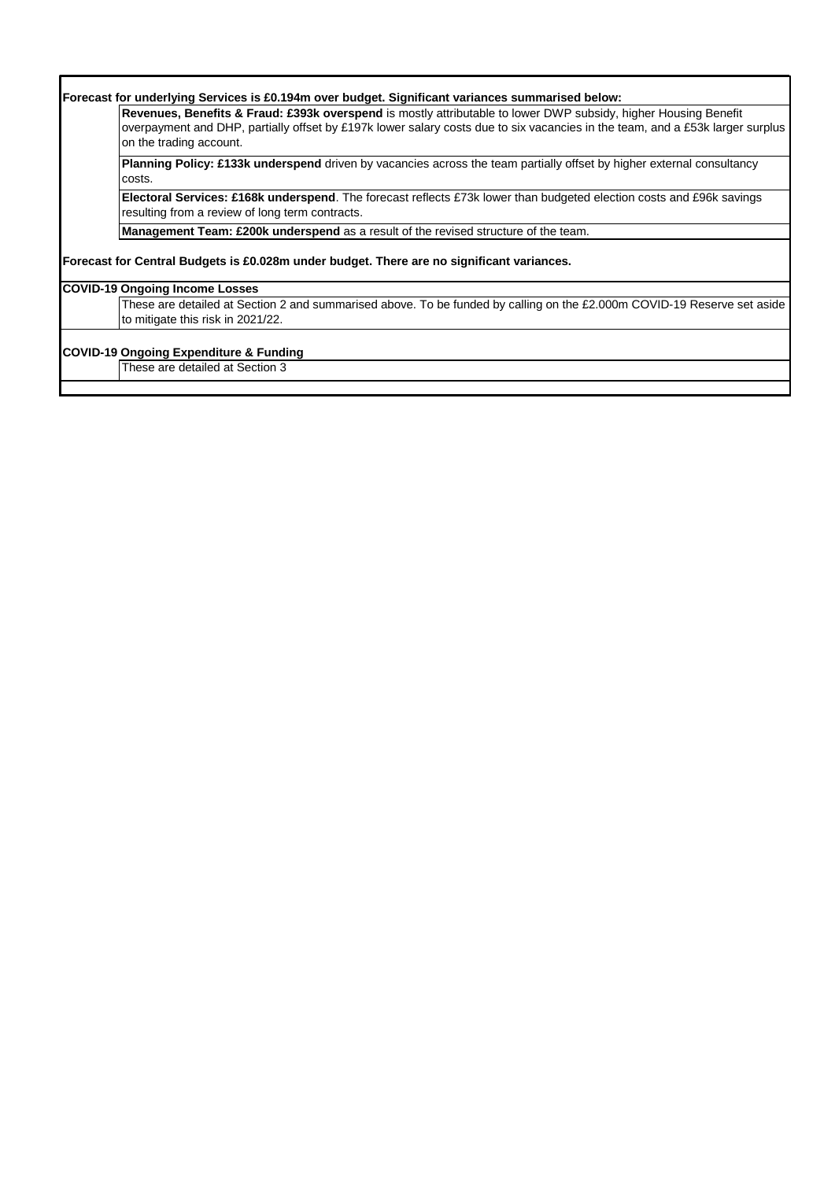**Forecast for underlying Services is £0.194m over budget. Significant variances summarised below:**

**Revenues, Benefits & Fraud: £393k overspend** is mostly attributable to lower DWP subsidy, higher Housing Benefit overpayment and DHP, partially offset by £197k lower salary costs due to six vacancies in the team, and a £53k larger surplus on the trading account.

**Planning Policy: £133k underspend** driven by vacancies across the team partially offset by higher external consultancy costs.

**Electoral Services: £168k underspend**. The forecast reflects £73k lower than budgeted election costs and £96k savings resulting from a review of long term contracts.

**Management Team: £200k underspend** as a result of the revised structure of the team.

**Forecast for Central Budgets is £0.028m under budget. There are no significant variances.**

**COVID-19 Ongoing Income Losses**

These are detailed at Section 2 and summarised above. To be funded by calling on the £2.000m COVID-19 Reserve set aside to mitigate this risk in 2021/22.

**COVID-19 Ongoing Expenditure & Funding**

These are detailed at Section 3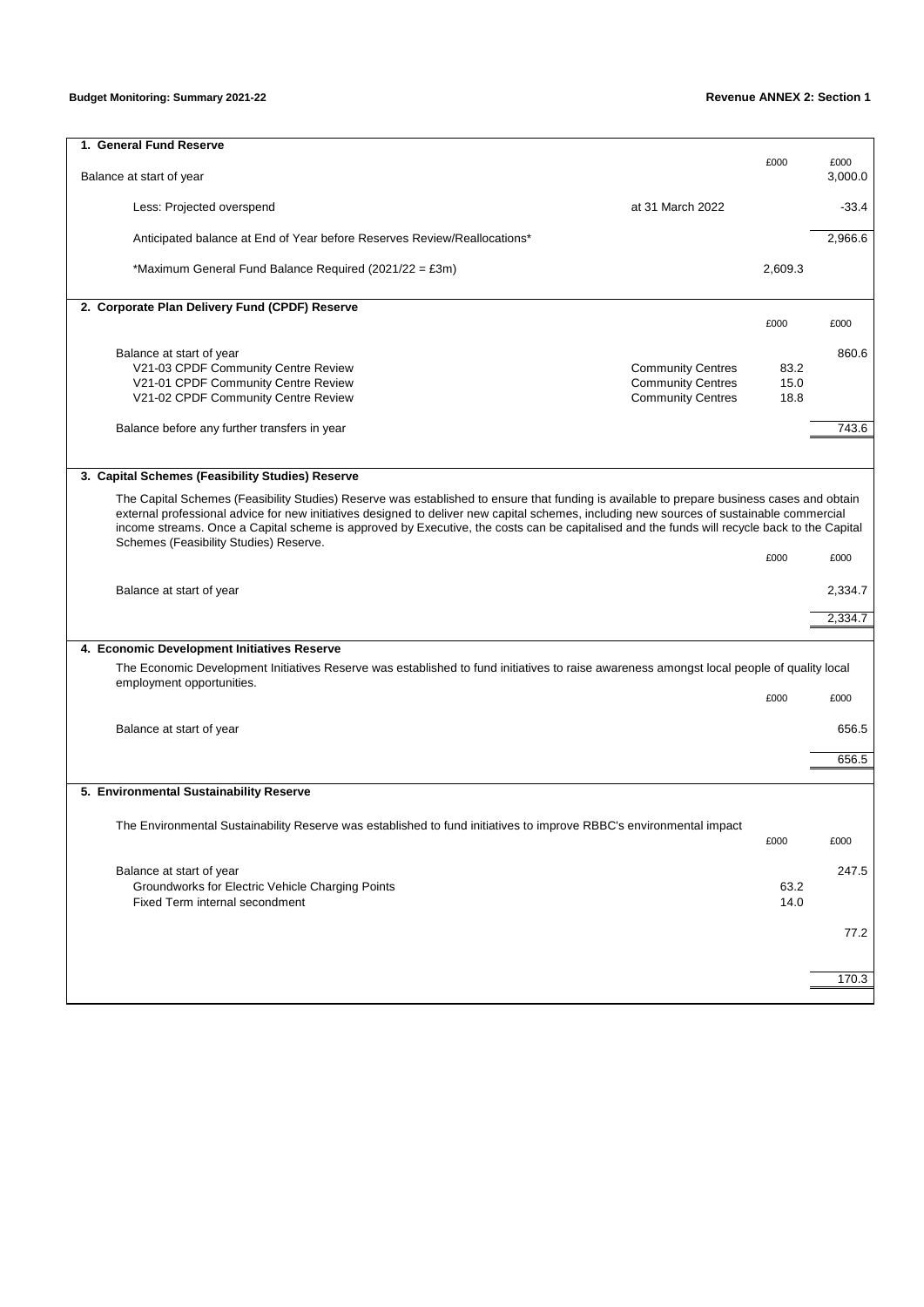**Budget Monitoring: Summary 2021-22** **Revenue ANNEX 2: Section 1**

## 1. General Fund Reserve

| | | £000 | £000 |
|---|---|---|---|
| Balance at start of year | | | 3,000.0 |
| Less: Projected overspend | at 31 March 2022 | | -33.4 |
| Anticipated balance at End of Year before Reserves Review/Reallocations* | | | 2,966.6 |
| *Maximum General Fund Balance Required (2021/22 = £3m) | | 2,609.3 | |

## 2. Corporate Plan Delivery Fund (CPDF) Reserve

| | | £000 | £000 |
|---|---|---|---|
| Balance at start of year | | | 860.6 |
| V21-03 CPDF Community Centre Review | Community Centres | 83.2 | |
| V21-01 CPDF Community Centre Review | Community Centres | 15.0 | |
| V21-02 CPDF Community Centre Review | Community Centres | 18.8 | |
| Balance before any further transfers in year | | | 743.6 |

## 3. Capital Schemes (Feasibility Studies) Reserve

The Capital Schemes (Feasibility Studies) Reserve was established to ensure that funding is available to prepare business cases and obtain external professional advice for new initiatives designed to deliver new capital schemes, including new sources of sustainable commercial income streams. Once a Capital scheme is approved by Executive, the costs can be capitalised and the funds will recycle back to the Capital Schemes (Feasibility Studies) Reserve.

| | £000 | £000 |
|---|---|---|
| Balance at start of year | | 2,334.7 |
| | | 2,334.7 |

## 4. Economic Development Initiatives Reserve

The Economic Development Initiatives Reserve was established to fund initiatives to raise awareness amongst local people of quality local employment opportunities.

| | £000 | £000 |
|---|---|---|
| Balance at start of year | | 656.5 |
| | | 656.5 |

## 5. Environmental Sustainability Reserve

The Environmental Sustainability Reserve was established to fund initiatives to improve RBBC's environmental impact

| | £000 | £000 |
|---|---|---|
| Balance at start of year | | 247.5 |
| Groundworks for Electric Vehicle Charging Points | 63.2 | |
| Fixed Term internal secondment | 14.0 | |
| | | 77.2 |
| | | 170.3 |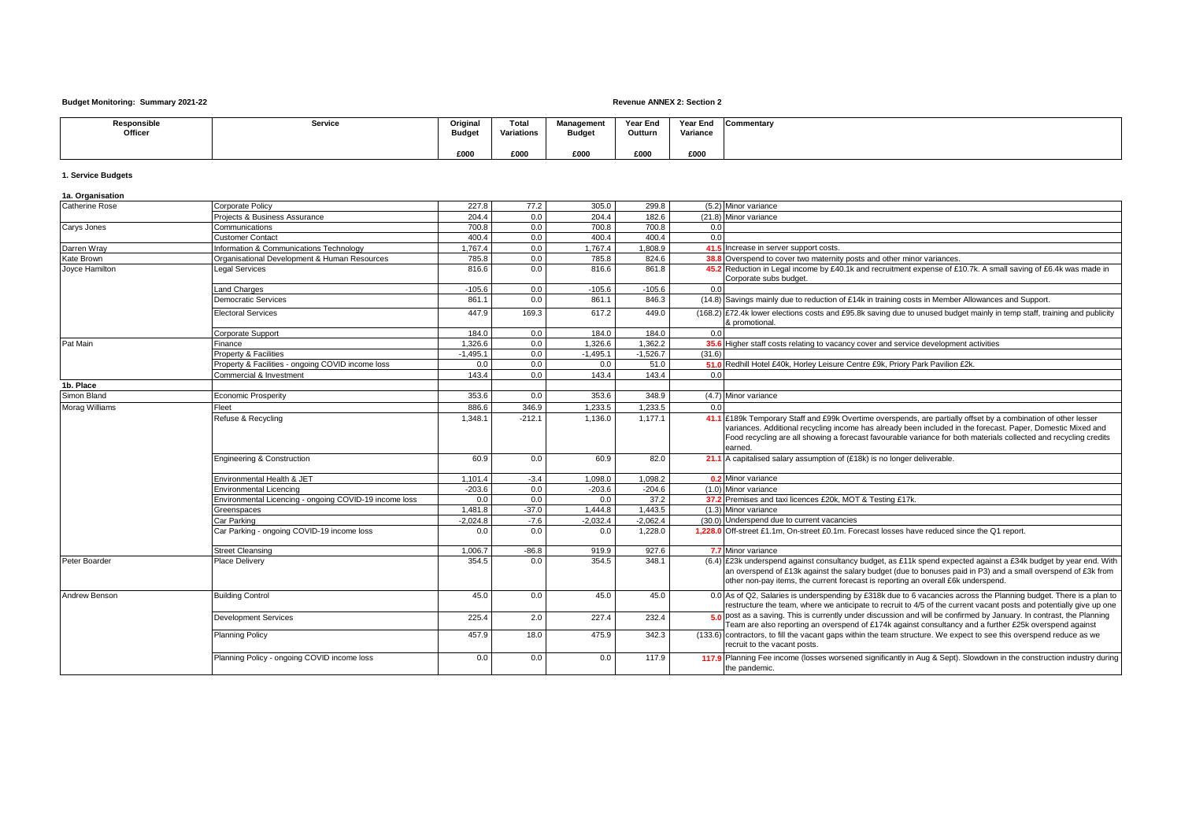**Budget Monitoring: Summary 2021-22**

**Revenue ANNEX 2: Section 2**

| Responsible Officer | Service | Original Budget £000 | Total Variations £000 | Management Budget £000 | Year End Outturn £000 | Year End Variance £000 | Commentary |
|---|---|---|---|---|---|---|---|
| **1. Service Budgets** | | | | | | | |
| **1a. Organisation** | | | | | | | |
| Catherine Rose | Corporate Policy | 227.8 | 77.2 | 305.0 | 299.8 | (5.2) | Minor variance |
| | Projects & Business Assurance | 204.4 | 0.0 | 204.4 | 182.6 | (21.8) | Minor variance |
| Carys Jones | Communications | 700.8 | 0.0 | 700.8 | 700.8 | 0.0 | |
| | Customer Contact | 400.4 | 0.0 | 400.4 | 400.4 | 0.0 | |
| Darren Wray | Information & Communications Technology | 1,767.4 | 0.0 | 1,767.4 | 1,808.9 | 41.5 | Increase in server support costs. |
| Kate Brown | Organisational Development & Human Resources | 785.8 | 0.0 | 785.8 | 824.6 | 38.8 | Overspend to cover two maternity posts and other minor variances. |
| Joyce Hamilton | Legal Services | 816.6 | 0.0 | 816.6 | 861.8 | 45.2 | Reduction in Legal income by £40.1k and recruitment expense of £10.7k. A small saving of £6.4k was made in Corporate subs budget. |
| | Land Charges | -105.6 | 0.0 | -105.6 | -105.6 | 0.0 | |
| | Democratic Services | 861.1 | 0.0 | 861.1 | 846.3 | (14.8) | Savings mainly due to reduction of £14k in training costs in Member Allowances and Support. |
| | Electoral Services | 447.9 | 169.3 | 617.2 | 449.0 | (168.2) | £72.4k lower elections costs and £95.8k saving due to unused budget mainly in temp staff, training and publicity & promotional. |
| | Corporate Support | 184.0 | 0.0 | 184.0 | 184.0 | 0.0 | |
| Pat Main | Finance | 1,326.6 | 0.0 | 1,326.6 | 1,362.2 | 35.6 | Higher staff costs relating to vacancy cover and service development activities |
| | Property & Facilities | -1,495.1 | 0.0 | -1,495.1 | -1,526.7 | (31.6) | |
| | Property & Facilities - ongoing COVID income loss | 0.0 | 0.0 | 0.0 | 51.0 | 51.0 | Redhill Hotel £40k, Horley Leisure Centre £9k, Priory Park Pavilion £2k. |
| | Commercial & Investment | 143.4 | 0.0 | 143.4 | 143.4 | 0.0 | |
| **1b. Place** | | | | | | | |
| Simon Bland | Economic Prosperity | 353.6 | 0.0 | 353.6 | 348.9 | (4.7) | Minor variance |
| Morag Williams | Fleet | 886.6 | 346.9 | 1,233.5 | 1,233.5 | 0.0 | |
| | Refuse & Recycling | 1,348.1 | -212.1 | 1,136.0 | 1,177.1 | 41.1 | £189k Temporary Staff and £99k Overtime overspends, are partially offset by a combination of other lesser variances. Additional recycling income has already been included in the forecast. Paper, Domestic Mixed and Food recycling are all showing a forecast favourable variance for both materials collected and recycling credits earned. |
| | Engineering & Construction | 60.9 | 0.0 | 60.9 | 82.0 | 21.1 | A capitalised salary assumption of (£18k) is no longer deliverable. |
| | Environmental Health & JET | 1,101.4 | -3.4 | 1,098.0 | 1,098.2 | 0.2 | Minor variance |
| | Environmental Licencing | -203.6 | 0.0 | -203.6 | -204.6 | (1.0) | Minor variance |
| | Environmental Licencing - ongoing COVID-19 income loss | 0.0 | 0.0 | 0.0 | 37.2 | 37.2 | Premises and taxi licences £20k, MOT & Testing £17k. |
| | Greenspaces | 1,481.8 | -37.0 | 1,444.8 | 1,443.5 | (1.3) | Minor variance |
| | Car Parking | -2,024.8 | -7.6 | -2,032.4 | -2,062.4 | (30.0) | Underspend due to current vacancies |
| | Car Parking - ongoing COVID-19 income loss | 0.0 | 0.0 | 0.0 | 1,228.0 | 1,228.0 | Off-street £1.1m, On-street £0.1m. Forecast losses have reduced since the Q1 report. |
| | Street Cleansing | 1,006.7 | -86.8 | 919.9 | 927.6 | 7.7 | Minor variance |
| Peter Boarder | Place Delivery | 354.5 | 0.0 | 354.5 | 348.1 | (6.4) | £23k underspend against consultancy budget, as £11k spend expected against a £34k budget by year end. With an overspend of £13k against the salary budget (due to bonuses paid in P3) and a small overspend of £3k from other non-pay items, the current forecast is reporting an overall £6k underspend. |
| Andrew Benson | Building Control | 45.0 | 0.0 | 45.0 | 45.0 | 0.0 | As of Q2, Salaries is underspending by £318k due to 6 vacancies across the Planning budget. There is a plan to restructure the team, where we anticipate to recruit to 4/5 of the current vacant posts and potentially give up one post as a saving. This is currently under discussion and will be confirmed by January. In contrast, the Planning Team are also reporting an overspend of £174k against consultancy and a further £25k overspend against contractors, to fill the vacant gaps within the team structure. We expect to see this overspend reduce as we recruit to the vacant posts. |
| | Development Services | 225.4 | 2.0 | 227.4 | 232.4 | 5.0 | |
| | Planning Policy | 457.9 | 18.0 | 475.9 | 342.3 | (133.6) | |
| | Planning Policy - ongoing COVID income loss | 0.0 | 0.0 | 0.0 | 117.9 | 117.9 | Planning Fee income (losses worsened significantly in Aug & Sept). Slowdown in the construction industry during the pandemic. |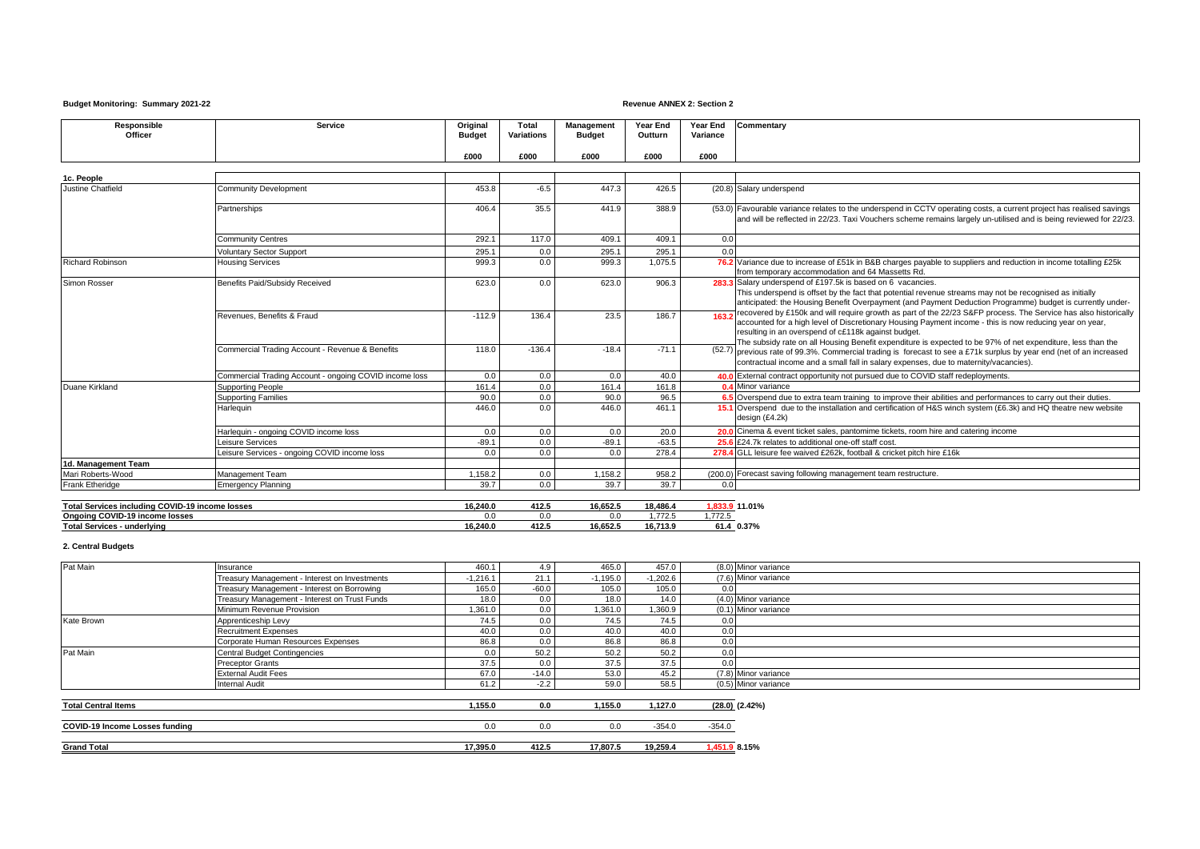**Budget Monitoring: Summary 2021-22**

**Revenue ANNEX 2: Section 2**

| Responsible Officer | Service | Original Budget | Total Variations | Management Budget | Year End Outturn | Year End Variance | Commentary |
|---|---|---|---|---|---|---|---|
| | | £000 | £000 | £000 | £000 | £000 | |
| **1c. People** | | | | | | | |
| Justine Chatfield | Community Development | 453.8 | -6.5 | 447.3 | 426.5 | (20.8) | Salary underspend |
| | Partnerships | 406.4 | 35.5 | 441.9 | 388.9 | (53.0) | Favourable variance relates to the underspend in CCTV operating costs, a current project has realised savings and will be reflected in 22/23. Taxi Vouchers scheme remains largely un-utilised and is being reviewed for 22/23. |
| | Community Centres | 292.1 | 117.0 | 409.1 | 409.1 | 0.0 | |
| | Voluntary Sector Support | 295.1 | 0.0 | 295.1 | 295.1 | 0.0 | |
| Richard Robinson | Housing Services | 999.3 | 0.0 | 999.3 | 1,075.5 | 76.2 | Variance due to increase of £51k in B&B charges payable to suppliers and reduction in income totalling £25k from temporary accommodation and 64 Massetts Rd. |
| Simon Rosser | Benefits Paid/Subsidy Received | 623.0 | 0.0 | 623.0 | 906.3 | 283.3 | Salary underspend of £197.5k is based on 6 vacancies. This underspend is offset by the fact that potential revenue streams may not be recognised as initially anticipated: the Housing Benefit Overpayment (and Payment Deduction Programme) budget is currently under-recovered by £150k and will require growth as part of the 22/23 S&FP process. The Service has also historically accounted for a high level of Discretionary Housing Payment income - this is now reducing year on year, resulting in an overspend of c£118k against budget. The subsidy rate on all Housing Benefit expenditure is expected to be 97% of net expenditure, less than the previous rate of 99.3%. Commercial trading is forecast to see a £71k surplus by year end (net of an increased contractual income and a small fall in salary expenses, due to maternity/vacancies). |
| | Revenues, Benefits & Fraud | -112.9 | 136.4 | 23.5 | 186.7 | 163.2 | |
| | Commercial Trading Account - Revenue & Benefits | 118.0 | -136.4 | -18.4 | -71.1 | (52.7) | |
| | Commercial Trading Account - ongoing COVID income loss | 0.0 | 0.0 | 0.0 | 40.0 | 40.0 | External contract opportunity not pursued due to COVID staff redeployments. |
| Duane Kirkland | Supporting People | 161.4 | 0.0 | 161.4 | 161.8 | 0.4 | Minor variance |
| | Supporting Families | 90.0 | 0.0 | 90.0 | 96.5 | 6.5 | Overspend due to extra team training to improve their abilities and performances to carry out their duties. |
| | Harlequin | 446.0 | 0.0 | 446.0 | 461.1 | 15.1 | Overspend due to the installation and certification of H&S winch system (£6.3k) and HQ theatre new website design (£4.2k) |
| | Harlequin - ongoing COVID income loss | 0.0 | 0.0 | 0.0 | 20.0 | 20.0 | Cinema & event ticket sales, pantomime tickets, room hire and catering income |
| | Leisure Services | -89.1 | 0.0 | -89.1 | -63.5 | 25.6 | £24.7k relates to additional one-off staff cost. |
| | Leisure Services - ongoing COVID income loss | 0.0 | 0.0 | 0.0 | 278.4 | 278.4 | GLL leisure fee waived £262k, football & cricket pitch hire £16k |
| **1d. Management Team** | | | | | | | |
| Mari Roberts-Wood | Management Team | 1,158.2 | 0.0 | 1,158.2 | 958.2 | (200.0) | Forecast saving following management team restructure. |
| Frank Etheridge | Emergency Planning | 39.7 | 0.0 | 39.7 | 39.7 | 0.0 | |
| **Total Services including COVID-19 income losses** | | **16,240.0** | **412.5** | **16,652.5** | **18,486.4** | **1,833.9** | **11.01%** |
| **Ongoing COVID-19 income losses** | | **0.0** | **0.0** | **0.0** | **1,772.5** | **1,772.5** | |
| **Total Services - underlying** | | **16,240.0** | **412.5** | **16,652.5** | **16,713.9** | **61.4** | **0.37%** |

**2. Central Budgets**

| Responsible Officer | Service | Original Budget | Total Variations | Management Budget | Year End Outturn | Year End Variance | Commentary |
|---|---|---|---|---|---|---|---|
| Pat Main | Insurance | 460.1 | 4.9 | 465.0 | 457.0 | (8.0) | Minor variance |
| | Treasury Management - Interest on Investments | -1,216.1 | 21.1 | -1,195.0 | -1,202.6 | (7.6) | Minor variance |
| | Treasury Management - Interest on Borrowing | 165.0 | -60.0 | 105.0 | 105.0 | 0.0 | |
| | Treasury Management - Interest on Trust Funds | 18.0 | 0.0 | 18.0 | 14.0 | (4.0) | Minor variance |
| | Minimum Revenue Provision | 1,361.0 | 0.0 | 1,361.0 | 1,360.9 | (0.1) | Minor variance |
| Kate Brown | Apprenticeship Levy | 74.5 | 0.0 | 74.5 | 74.5 | 0.0 | |
| | Recruitment Expenses | 40.0 | 0.0 | 40.0 | 40.0 | 0.0 | |
| | Corporate Human Resources Expenses | 86.8 | 0.0 | 86.8 | 86.8 | 0.0 | |
| Pat Main | Central Budget Contingencies | 0.0 | 50.2 | 50.2 | 50.2 | 0.0 | |
| | Preceptor Grants | 37.5 | 0.0 | 37.5 | 37.5 | 0.0 | |
| | External Audit Fees | 67.0 | -14.0 | 53.0 | 45.2 | (7.8) | Minor variance |
| | Internal Audit | 61.2 | -2.2 | 59.0 | 58.5 | (0.5) | Minor variance |
| **Total Central Items** | | **1,155.0** | **0.0** | **1,155.0** | **1,127.0** | **(28.0)** | **(2.42%)** |
| **COVID-19 Income Losses funding** | | 0.0 | 0.0 | 0.0 | -354.0 | -354.0 | |
| **Grand Total** | | **17,395.0** | **412.5** | **17,807.5** | **19,259.4** | **1,451.9** | **8.15%** |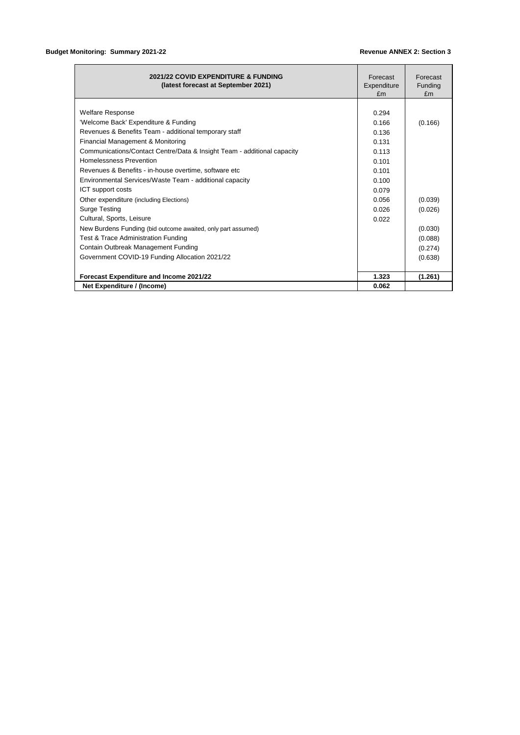**Budget Monitoring: Summary 2021-22**

**Revenue ANNEX 2: Section 3**

| **2021/22 COVID EXPENDITURE & FUNDING (latest forecast at September 2021)** | Forecast Expenditure £m | Forecast Funding £m |
|---|---|---|
| Welfare Response | 0.294 | |
| 'Welcome Back' Expenditure & Funding | 0.166 | (0.166) |
| Revenues & Benefits Team - additional temporary staff | 0.136 | |
| Financial Management & Monitoring | 0.131 | |
| Communications/Contact Centre/Data & Insight Team - additional capacity | 0.113 | |
| Homelessness Prevention | 0.101 | |
| Revenues & Benefits - in-house overtime, software etc | 0.101 | |
| Environmental Services/Waste Team - additional capacity | 0.100 | |
| ICT support costs | 0.079 | |
| Other expenditure (including Elections) | 0.056 | (0.039) |
| Surge Testing | 0.026 | (0.026) |
| Cultural, Sports, Leisure | 0.022 | |
| New Burdens Funding (bid outcome awaited, only part assumed) | | (0.030) |
| Test & Trace Administration Funding | | (0.088) |
| Contain Outbreak Management Funding | | (0.274) |
| Government COVID-19 Funding Allocation 2021/22 | | (0.638) |
| **Forecast Expenditure and Income 2021/22** | **1.323** | **(1.261)** |
| **Net Expenditure / (Income)** | **0.062** | |